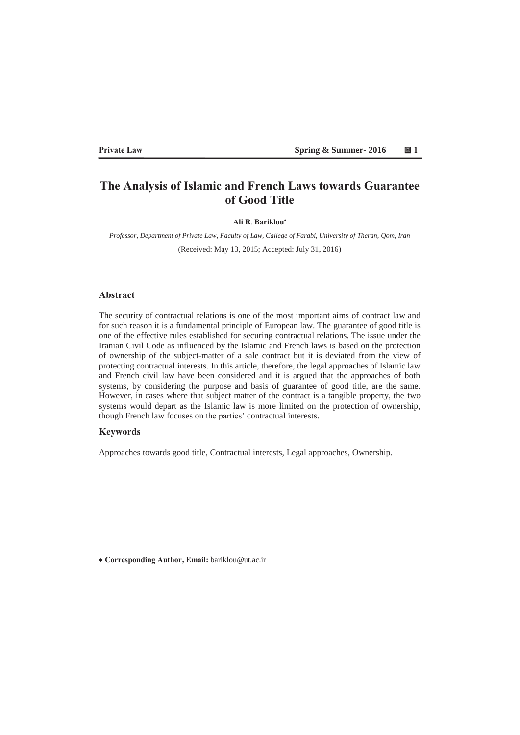# The Analysis of Islamic and French Laws towards Guarantee of Good Title

**Ali R. Bariklou***

*Professor, Department of Private Law, Faculty of Law, Callege of Farabi, University of Theran, Qom, Iran*

(Received: May 13, 2015; Accepted: July 31, 2016)

## Abstract

The security of contractual relations is one of the most important aims of contract law and for such reason it is a fundamental principle of European law. The guarantee of good title is one of the effective rules established for securing contractual relations. The issue under the Iranian Civil Code as influenced by the Islamic and French laws is based on the protection of ownership of the subject-matter of a sale contract but it is deviated from the view of protecting contractual interests. In this article, therefore, the legal approaches of Islamic law and French civil law have been considered and it is argued that the approaches of both systems, by considering the purpose and basis of guarantee of good title, are the same. However, in cases where that subject matter of the contract is a tangible property, the two systems would depart as the Islamic law is more limited on the protection of ownership, though French law focuses on the parties' contractual interests.

## Keywords

Approaches towards good title, Contractual interests, Legal approaches, Ownership.

---

* **Corresponding Author, Email:** bariklou@ut.ac.ir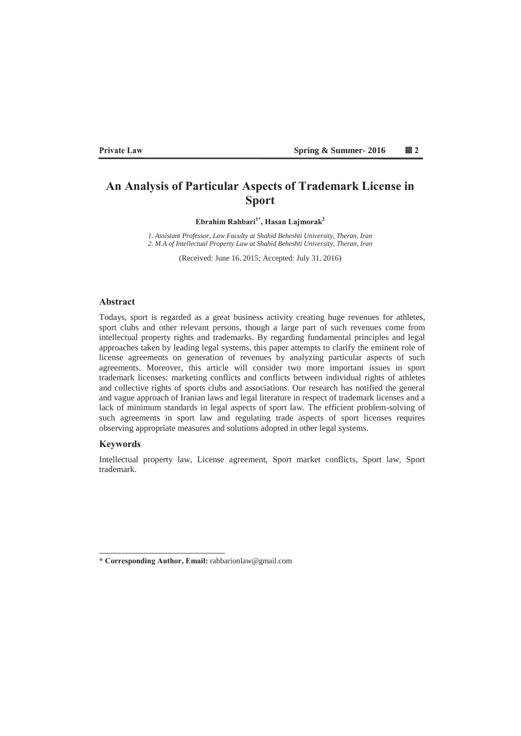# An Analysis of Particular Aspects of Trademark License in Sport

**Ebrahim Rahbari[1*], Hasan Lajmorak[2]**

*1. Assistant Professor, Law Faculty at Shahid Beheshti University, Theran, Iran*
*2. M.A of Intellectual Property Law at Shahid Beheshti University, Theran, Iran*

(Received: June 16, 2015; Accepted: July 31, 2016)

## Abstract

Todays, sport is regarded as a great business activity creating huge revenues for athletes, sport clubs and other relevant persons, though a large part of such revenues come from intellectual property rights and trademarks. By regarding fundamental principles and legal approaches taken by leading legal systems, this paper attempts to clarify the eminent role of license agreements on generation of revenues by analyzing particular aspects of such agreements. Moreover, this article will consider two more important issues in sport trademark licenses: marketing conflicts and conflicts between individual rights of athletes and collective rights of sports clubs and associations. Our research has notified the general and vague approach of Iranian laws and legal literature in respect of trademark licenses and a lack of minimum standards in legal aspects of sport law. The efficient problem-solving of such agreements in sport law and regulating trade aspects of sport licenses requires observing appropriate measures and solutions adopted in other legal systems.

## Keywords

Intellectual property law, License agreement, Sport market conflicts, Sport law, Sport trademark.

---

**\* Corresponding Author, Email:** rahbarionlaw@gmail.com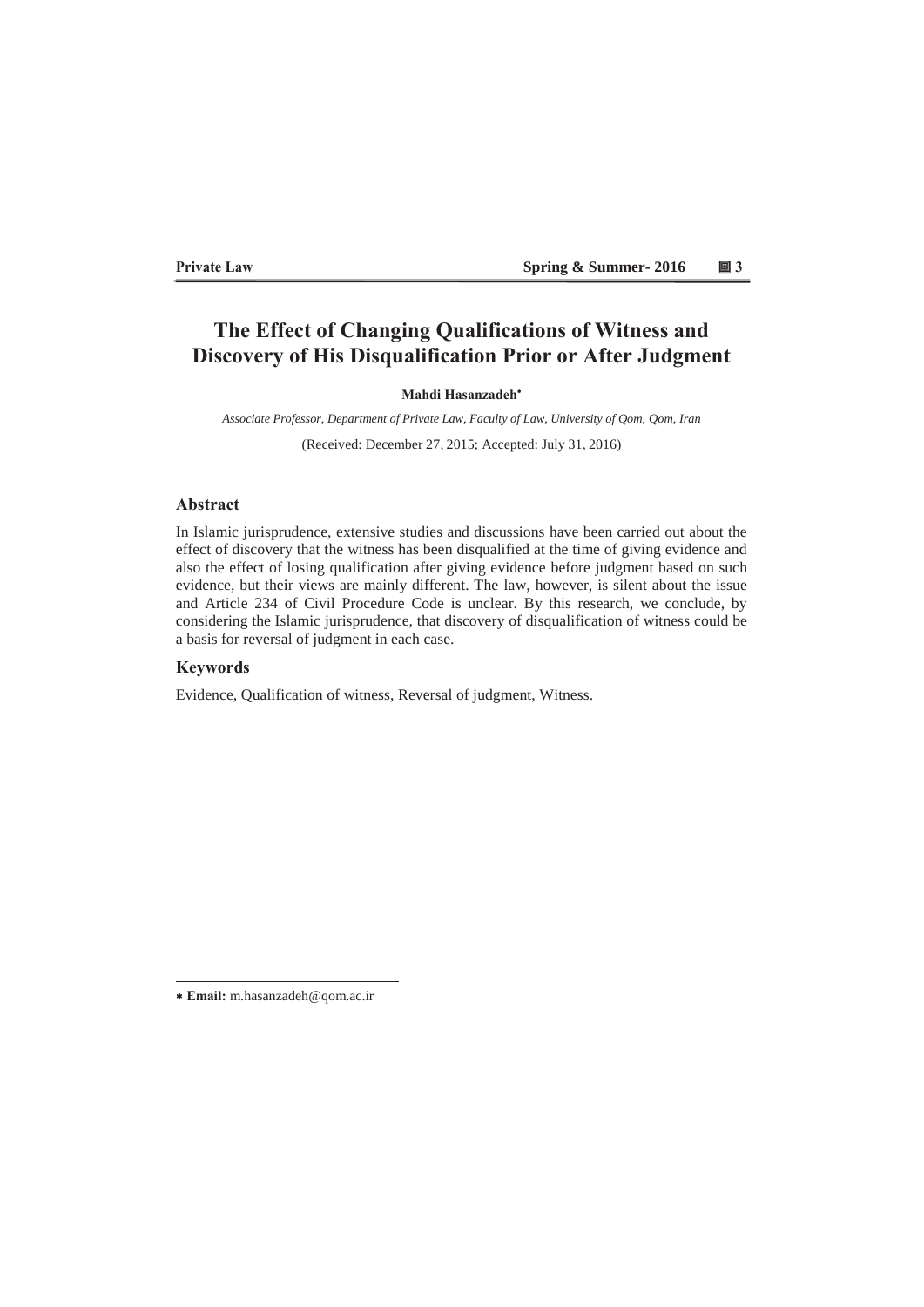# The Effect of Changing Qualifications of Witness and Discovery of His Disqualification Prior or After Judgment

**Mahdi Hasanzadeh***

*Associate Professor, Department of Private Law, Faculty of Law, University of Qom, Qom, Iran*

(Received: December 27, 2015; Accepted: July 31, 2016)

## Abstract

In Islamic jurisprudence, extensive studies and discussions have been carried out about the effect of discovery that the witness has been disqualified at the time of giving evidence and also the effect of losing qualification after giving evidence before judgment based on such evidence, but their views are mainly different. The law, however, is silent about the issue and Article 234 of Civil Procedure Code is unclear. By this research, we conclude, by considering the Islamic jurisprudence, that discovery of disqualification of witness could be a basis for reversal of judgment in each case.

## Keywords

Evidence, Qualification of witness, Reversal of judgment, Witness.

---

* **Email:** m.hasanzadeh@qom.ac.ir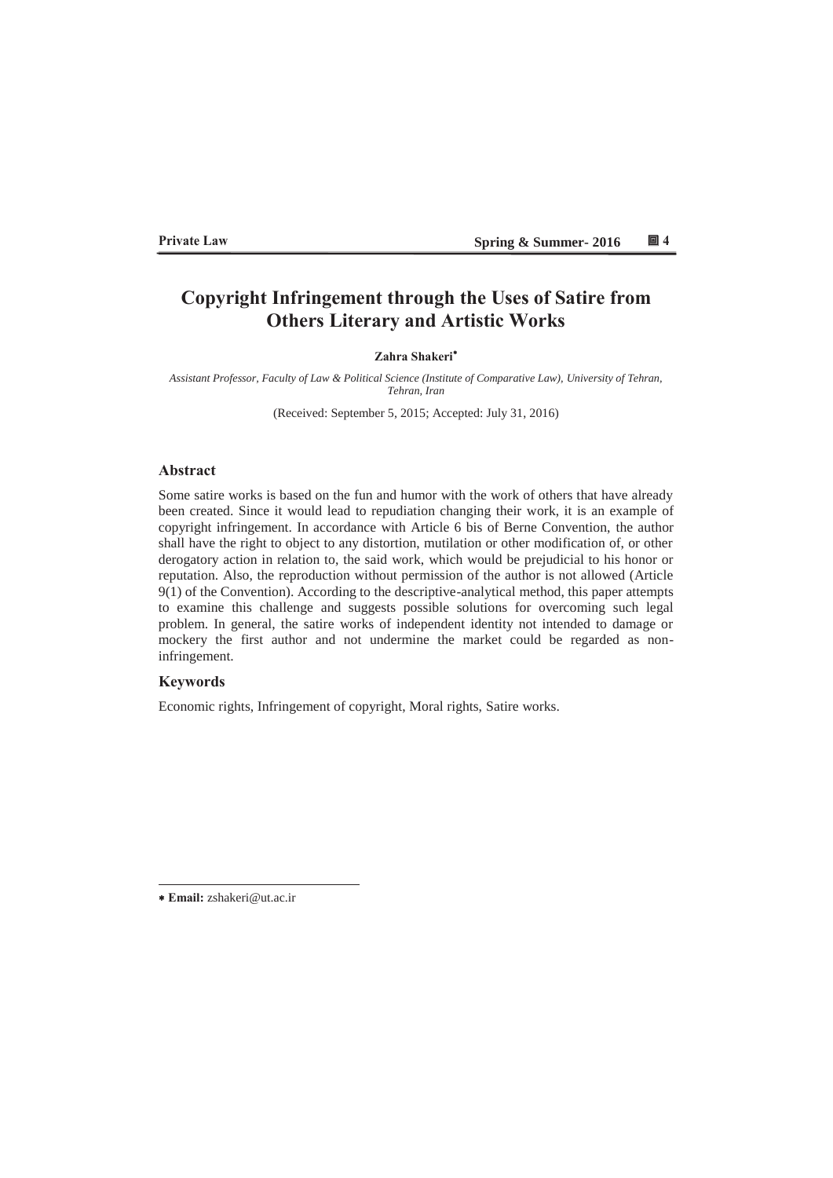# Copyright Infringement through the Uses of Satire from Others Literary and Artistic Works

**Zahra Shakeri**[*]

*Assistant Professor, Faculty of Law & Political Science (Institute of Comparative Law), University of Tehran, Tehran, Iran*

(Received: September 5, 2015; Accepted: July 31, 2016)

## Abstract

Some satire works is based on the fun and humor with the work of others that have already been created. Since it would lead to repudiation changing their work, it is an example of copyright infringement. In accordance with Article 6 bis of Berne Convention, the author shall have the right to object to any distortion, mutilation or other modification of, or other derogatory action in relation to, the said work, which would be prejudicial to his honor or reputation. Also, the reproduction without permission of the author is not allowed (Article 9(1) of the Convention). According to the descriptive-analytical method, this paper attempts to examine this challenge and suggests possible solutions for overcoming such legal problem. In general, the satire works of independent identity not intended to damage or mockery the first author and not undermine the market could be regarded as non-infringement.

## Keywords

Economic rights, Infringement of copyright, Moral rights, Satire works.

---

[*] **Email:** zshakeri@ut.ac.ir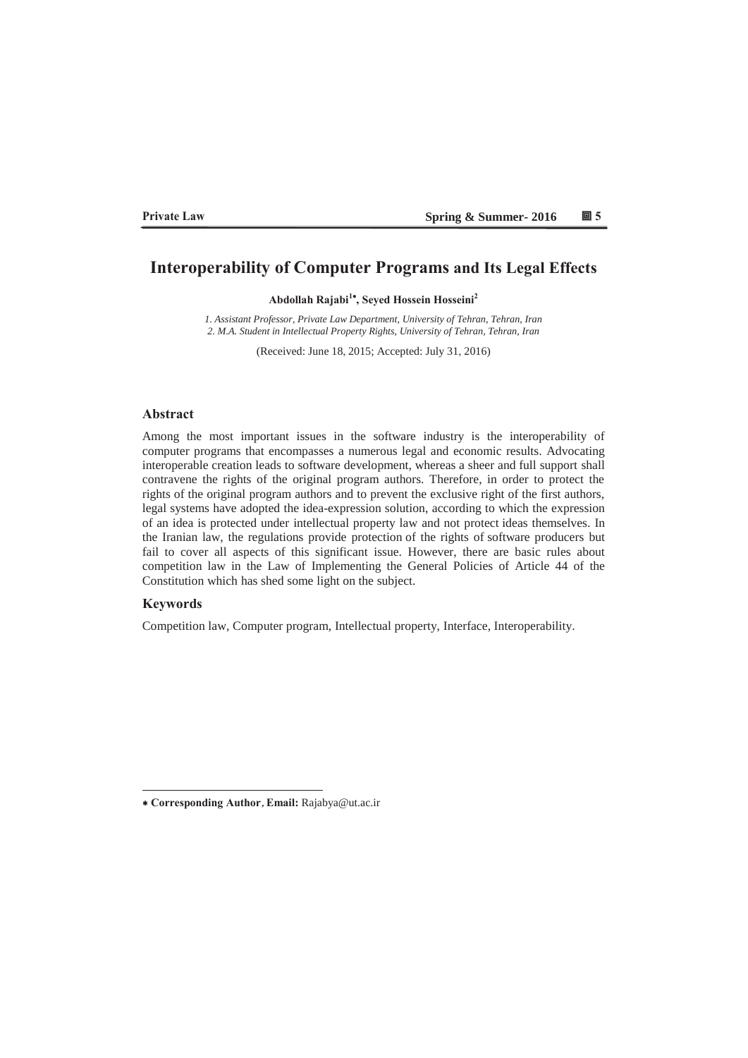# Interoperability of Computer Programs and Its Legal Effects

**Abdollah Rajabi[1*], Seyed Hossein Hosseini[2]**

*1. Assistant Professor, Private Law Department, University of Tehran, Tehran, Iran*
*2. M.A. Student in Intellectual Property Rights, University of Tehran, Tehran, Iran*

(Received: June 18, 2015; Accepted: July 31, 2016)

## Abstract

Among the most important issues in the software industry is the interoperability of computer programs that encompasses a numerous legal and economic results. Advocating interoperable creation leads to software development, whereas a sheer and full support shall contravene the rights of the original program authors. Therefore, in order to protect the rights of the original program authors and to prevent the exclusive right of the first authors, legal systems have adopted the idea-expression solution, according to which the expression of an idea is protected under intellectual property law and not protect ideas themselves. In the Iranian law, the regulations provide protection of the rights of software producers but fail to cover all aspects of this significant issue. However, there are basic rules about competition law in the Law of Implementing the General Policies of Article 44 of the Constitution which has shed some light on the subject.

## Keywords

Competition law, Computer program, Intellectual property, Interface, Interoperability.

---

* **Corresponding Author**, **Email:** Rajabya@ut.ac.ir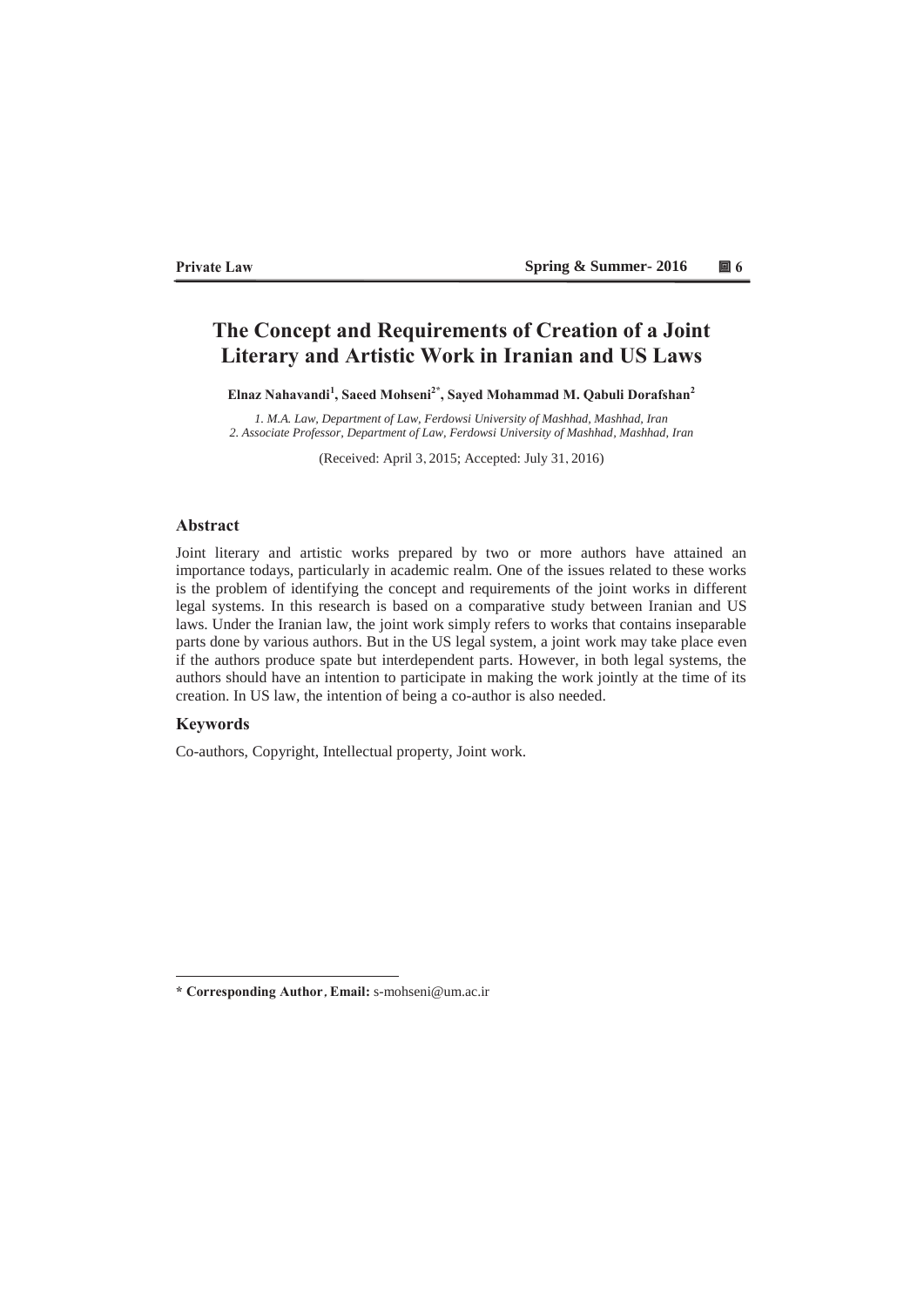# The Concept and Requirements of Creation of a Joint Literary and Artistic Work in Iranian and US Laws

**Elnaz Nahavandi[1], Saeed Mohseni[2*], Sayed Mohammad M. Qabuli Dorafshan[2]**

*1. M.A. Law, Department of Law, Ferdowsi University of Mashhad, Mashhad, Iran*
*2. Associate Professor, Department of Law, Ferdowsi University of Mashhad, Mashhad, Iran*

(Received: April 3, 2015; Accepted: July 31, 2016)

## Abstract

Joint literary and artistic works prepared by two or more authors have attained an importance todays, particularly in academic realm. One of the issues related to these works is the problem of identifying the concept and requirements of the joint works in different legal systems. In this research is based on a comparative study between Iranian and US laws. Under the Iranian law, the joint work simply refers to works that contains inseparable parts done by various authors. But in the US legal system, a joint work may take place even if the authors produce spate but interdependent parts. However, in both legal systems, the authors should have an intention to participate in making the work jointly at the time of its creation. In US law, the intention of being a co-author is also needed.

## Keywords

Co-authors, Copyright, Intellectual property, Joint work.

---

**\* Corresponding Author, Email:** s-mohseni@um.ac.ir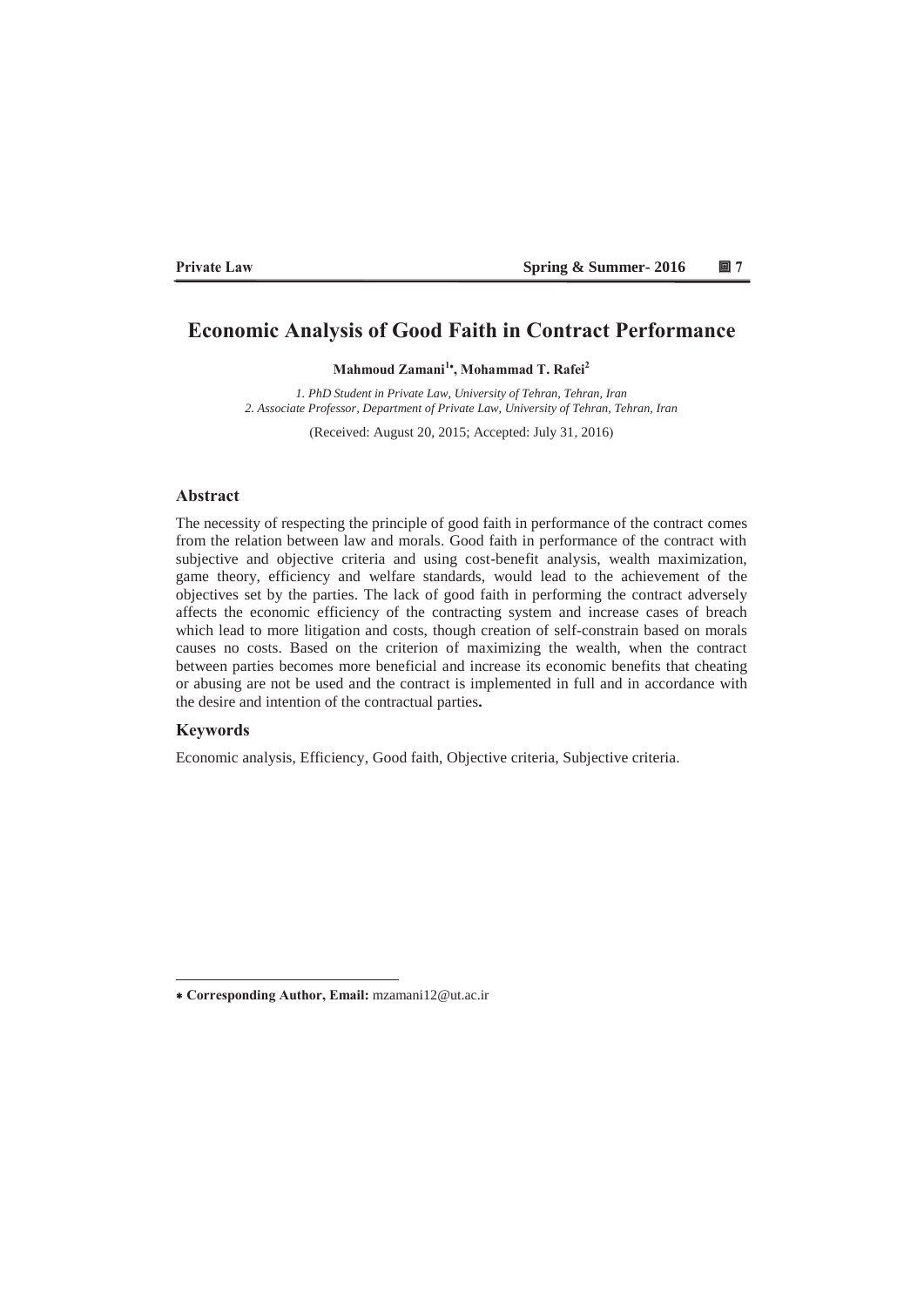# Economic Analysis of Good Faith in Contract Performance

**Mahmoud Zamani[1*], Mohammad T. Rafei[2]**

*1. PhD Student in Private Law, University of Tehran, Tehran, Iran*
*2. Associate Professor, Department of Private Law, University of Tehran, Tehran, Iran*

(Received: August 20, 2015; Accepted: July 31, 2016)

## Abstract

The necessity of respecting the principle of good faith in performance of the contract comes from the relation between law and morals. Good faith in performance of the contract with subjective and objective criteria and using cost-benefit analysis, wealth maximization, game theory, efficiency and welfare standards, would lead to the achievement of the objectives set by the parties. The lack of good faith in performing the contract adversely affects the economic efficiency of the contracting system and increase cases of breach which lead to more litigation and costs, though creation of self-constrain based on morals causes no costs. Based on the criterion of maximizing the wealth, when the contract between parties becomes more beneficial and increase its economic benefits that cheating or abusing are not be used and the contract is implemented in full and in accordance with the desire and intention of the contractual parties**.**

## Keywords

Economic analysis, Efficiency, Good faith, Objective criteria, Subjective criteria.

---

* **Corresponding Author, Email:** mzamani12@ut.ac.ir